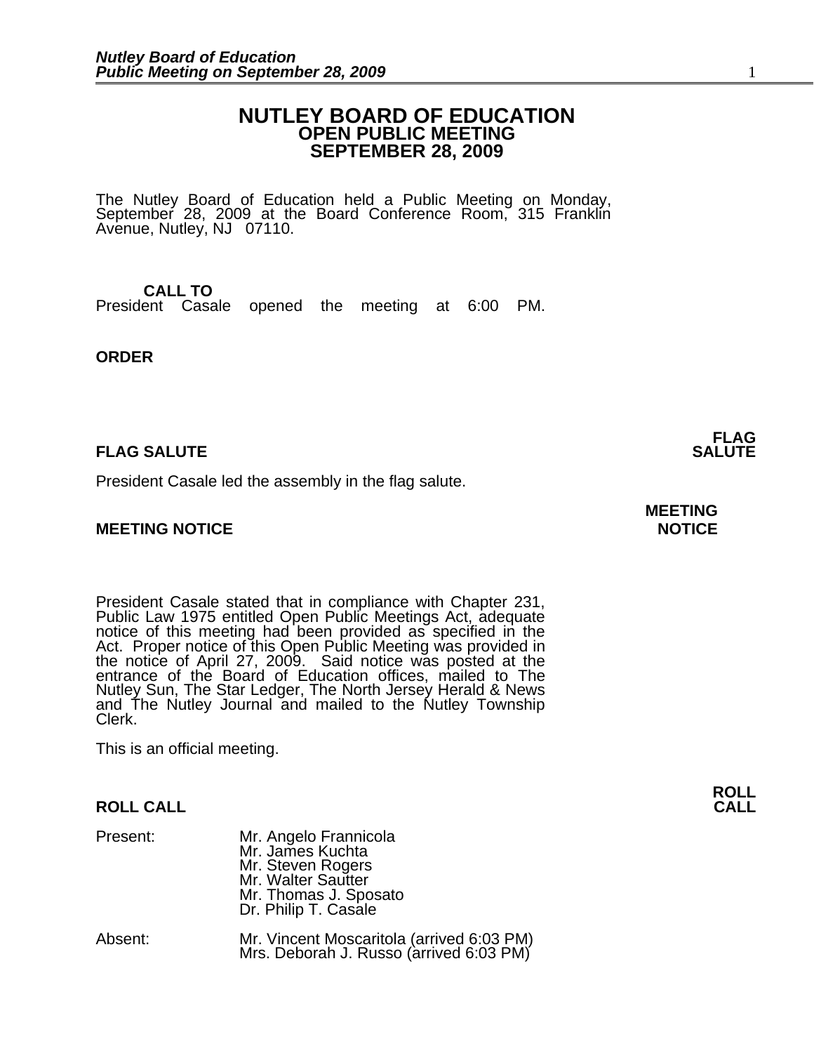# NUTLEY BOARD OF EDUCATION
## OPEN PUBLIC MEETING
## SEPTEMBER 28, 2009

The Nutley Board of Education held a Public Meeting on Monday, September 28, 2009 at the Board Conference Room, 315 Franklin Avenue, Nutley, NJ 07110.

**CALL TO ORDER**

President Casale opened the meeting at 6:00 PM.

**FLAG SALUTE**

President Casale led the assembly in the flag salute.

**MEETING NOTICE**

President Casale stated that in compliance with Chapter 231, Public Law 1975 entitled Open Public Meetings Act, adequate notice of this meeting had been provided as specified in the Act. Proper notice of this Open Public Meeting was provided in the notice of April 27, 2009. Said notice was posted at the entrance of the Board of Education offices, mailed to The Nutley Sun, The Star Ledger, The North Jersey Herald & News and The Nutley Journal and mailed to the Nutley Township Clerk.

This is an official meeting.

**ROLL CALL**

Present:
- Mr. Angelo Frannicola
- Mr. James Kuchta
- Mr. Steven Rogers
- Mr. Walter Sautter
- Mr. Thomas J. Sposato
- Dr. Philip T. Casale

Absent:
- Mr. Vincent Moscaritola (arrived 6:03 PM)
- Mrs. Deborah J. Russo (arrived 6:03 PM)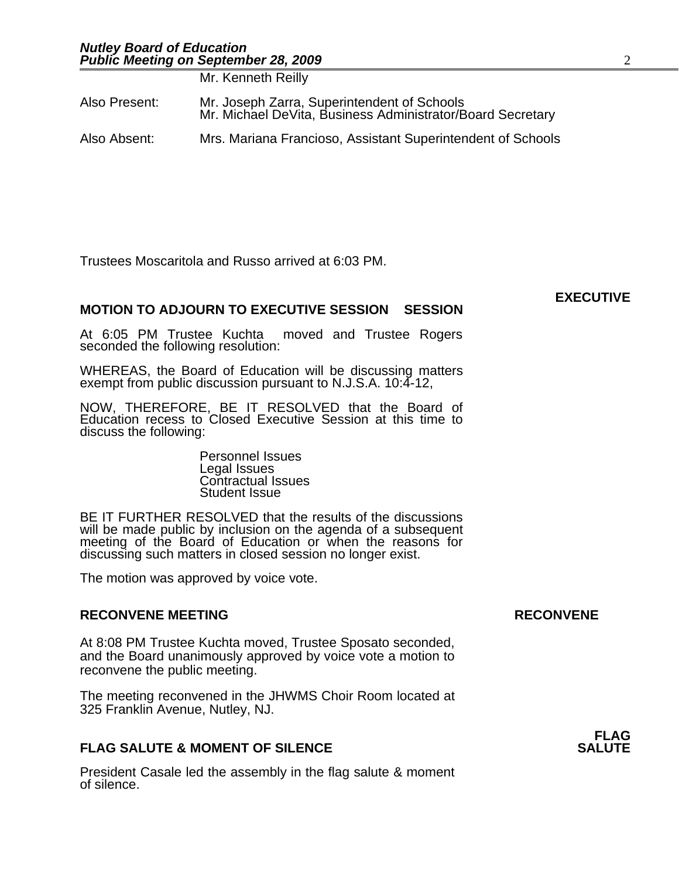Mr. Kenneth Reilly

Also Present: Mr. Joseph Zarra, Superintendent of Schools
Mr. Michael DeVita, Business Administrator/Board Secretary

Also Absent: Mrs. Mariana Francioso, Assistant Superintendent of Schools

Trustees Moscaritola and Russo arrived at 6:03 PM.

## MOTION TO ADJOURN TO EXECUTIVE SESSION

**EXECUTIVE SESSION**

At 6:05 PM Trustee Kuchta moved and Trustee Rogers seconded the following resolution:

WHEREAS, the Board of Education will be discussing matters exempt from public discussion pursuant to N.J.S.A. 10:4-12,

NOW, THEREFORE, BE IT RESOLVED that the Board of Education recess to Closed Executive Session at this time to discuss the following:

Personnel Issues
Legal Issues
Contractual Issues
Student Issue

BE IT FURTHER RESOLVED that the results of the discussions will be made public by inclusion on the agenda of a subsequent meeting of the Board of Education or when the reasons for discussing such matters in closed session no longer exist.

The motion was approved by voice vote.

## RECONVENE MEETING

**RECONVENE**

At 8:08 PM Trustee Kuchta moved, Trustee Sposato seconded, and the Board unanimously approved by voice vote a motion to reconvene the public meeting.

The meeting reconvened in the JHWMS Choir Room located at 325 Franklin Avenue, Nutley, NJ.

## FLAG SALUTE & MOMENT OF SILENCE

**FLAG SALUTE**

President Casale led the assembly in the flag salute & moment of silence.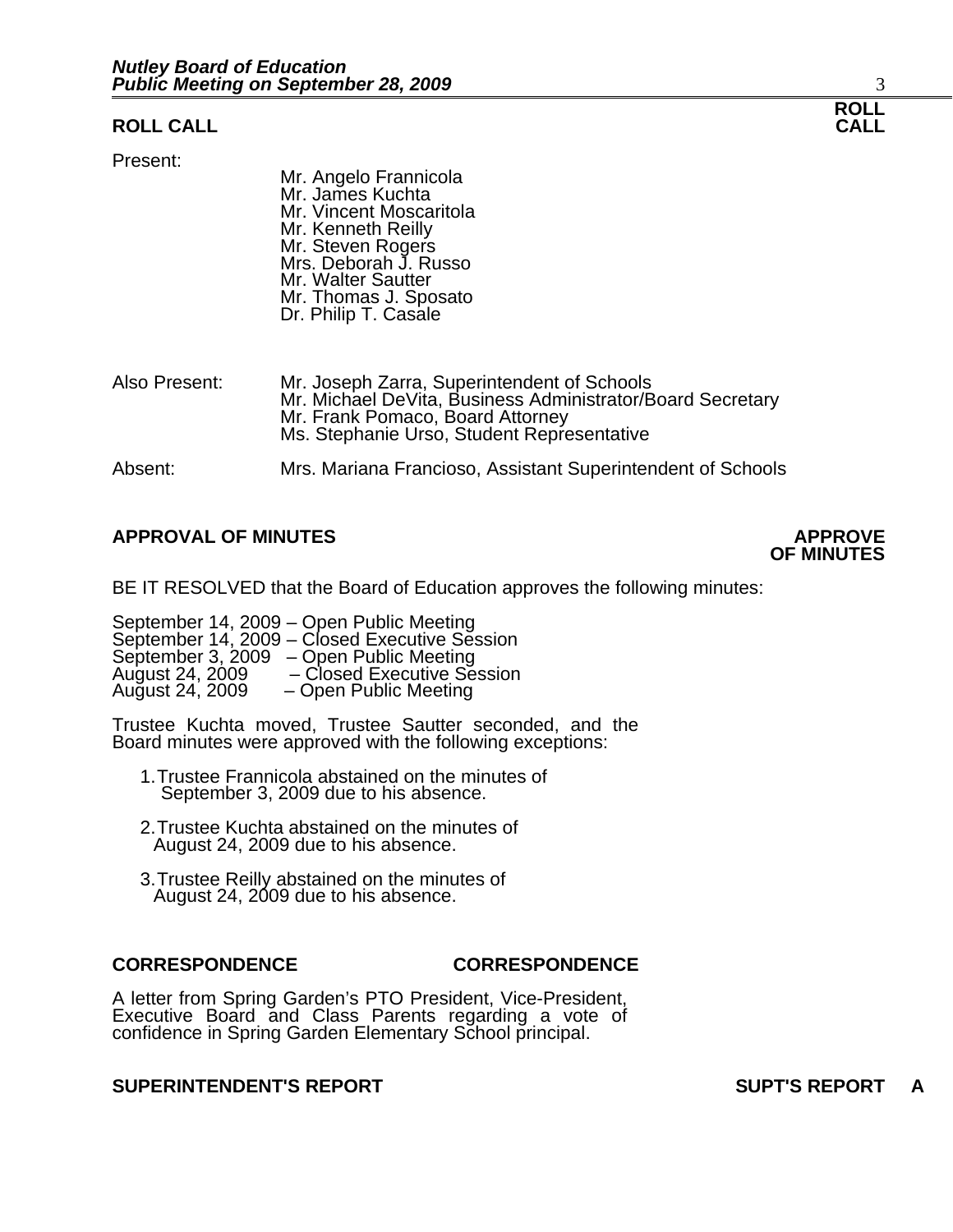## ROLL CALL

**ROLL CALL**

Present:

Mr. Angelo Frannicola
Mr. James Kuchta
Mr. Vincent Moscaritola
Mr. Kenneth Reilly
Mr. Steven Rogers
Mrs. Deborah J. Russo
Mr. Walter Sautter
Mr. Thomas J. Sposato
Dr. Philip T. Casale

Also Present:

Mr. Joseph Zarra, Superintendent of Schools
Mr. Michael DeVita, Business Administrator/Board Secretary
Mr. Frank Pomaco, Board Attorney
Ms. Stephanie Urso, Student Representative

Absent: Mrs. Mariana Francioso, Assistant Superintendent of Schools

## APPROVAL OF MINUTES

**APPROVE OF MINUTES**

BE IT RESOLVED that the Board of Education approves the following minutes:

September 14, 2009 – Open Public Meeting
September 14, 2009 – Closed Executive Session
September 3, 2009 – Open Public Meeting
August 24, 2009 – Closed Executive Session
August 24, 2009 – Open Public Meeting

Trustee Kuchta moved, Trustee Sautter seconded, and the Board minutes were approved with the following exceptions:

1. Trustee Frannicola abstained on the minutes of September 3, 2009 due to his absence.

2. Trustee Kuchta abstained on the minutes of August 24, 2009 due to his absence.

3. Trustee Reilly abstained on the minutes of August 24, 2009 due to his absence.

## CORRESPONDENCE

**CORRESPONDENCE**

A letter from Spring Garden's PTO President, Vice-President, Executive Board and Class Parents regarding a vote of confidence in Spring Garden Elementary School principal.

## SUPERINTENDENT'S REPORT

**SUPT'S REPORT A**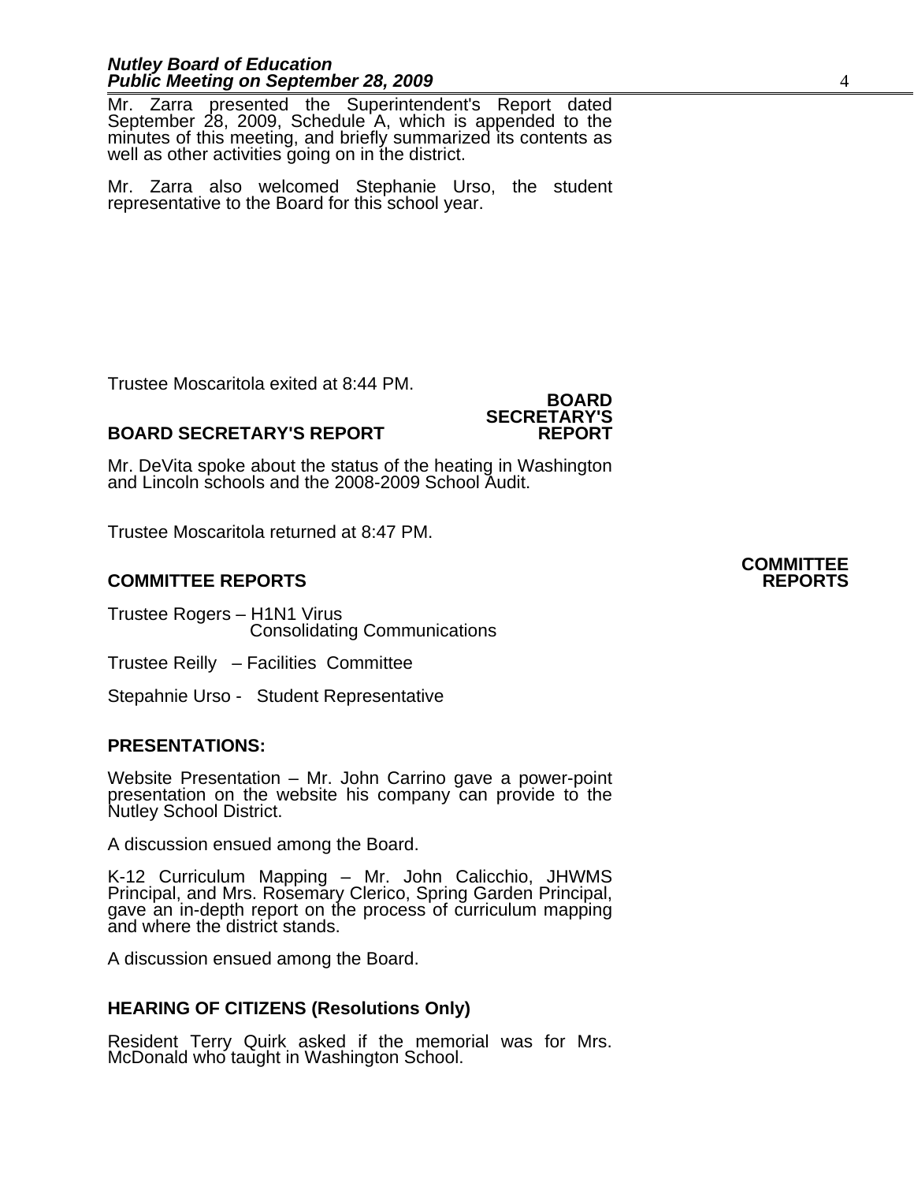Mr. Zarra presented the Superintendent's Report dated September 28, 2009, Schedule A, which is appended to the minutes of this meeting, and briefly summarized its contents as well as other activities going on in the district.

Mr. Zarra also welcomed Stephanie Urso, the student representative to the Board for this school year.

Trustee Moscaritola exited at 8:44 PM.

## BOARD SECRETARY'S REPORT

Mr. DeVita spoke about the status of the heating in Washington and Lincoln schools and the 2008-2009 School Audit.

Trustee Moscaritola returned at 8:47 PM.

## COMMITTEE REPORTS

Trustee Rogers – H1N1 Virus
Consolidating Communications

Trustee Reilly – Facilities Committee

Stepahnie Urso - Student Representative

## PRESENTATIONS:

Website Presentation – Mr. John Carrino gave a power-point presentation on the website his company can provide to the Nutley School District.

A discussion ensued among the Board.

K-12 Curriculum Mapping – Mr. John Calicchio, JHWMS Principal, and Mrs. Rosemary Clerico, Spring Garden Principal, gave an in-depth report on the process of curriculum mapping and where the district stands.

A discussion ensued among the Board.

## HEARING OF CITIZENS (Resolutions Only)

Resident Terry Quirk asked if the memorial was for Mrs. McDonald who taught in Washington School.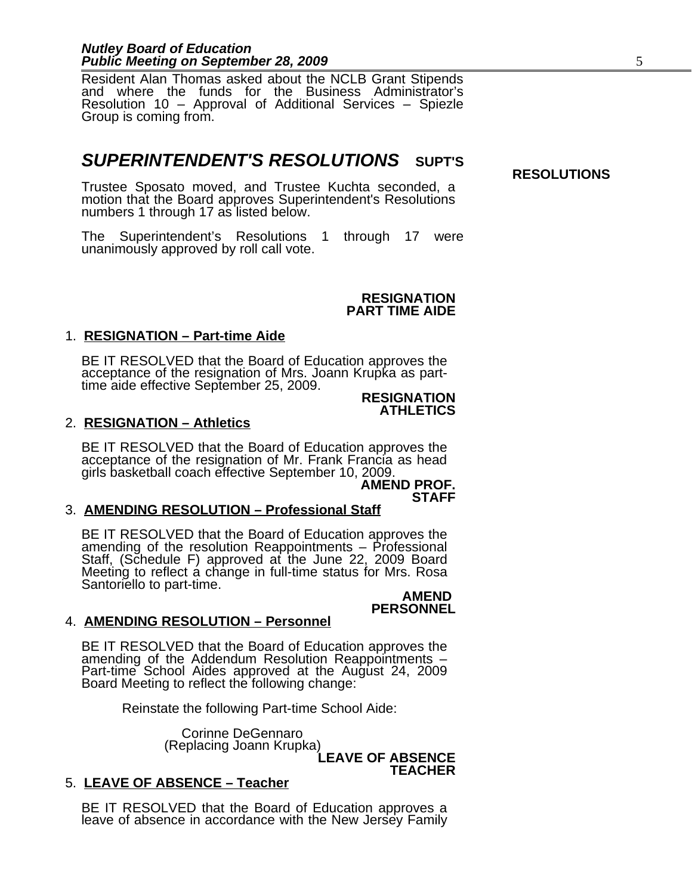Resident Alan Thomas asked about the NCLB Grant Stipends and where the funds for the Business Administrator's Resolution 10 – Approval of Additional Services – Spiezle Group is coming from.

## *SUPERINTENDENT'S RESOLUTIONS* **SUPT'S RESOLUTIONS**

Trustee Sposato moved, and Trustee Kuchta seconded, a motion that the Board approves Superintendent's Resolutions numbers 1 through 17 as listed below.

The Superintendent's Resolutions 1 through 17 were unanimously approved by roll call vote.

**RESIGNATION PART TIME AIDE**

1. **RESIGNATION – Part-time Aide**

   BE IT RESOLVED that the Board of Education approves the acceptance of the resignation of Mrs. Joann Krupka as part-time aide effective September 25, 2009.

**RESIGNATION ATHLETICS**

2. **RESIGNATION – Athletics**

   BE IT RESOLVED that the Board of Education approves the acceptance of the resignation of Mr. Frank Francia as head girls basketball coach effective September 10, 2009.

**AMEND PROF. STAFF**

3. **AMENDING RESOLUTION – Professional Staff**

   BE IT RESOLVED that the Board of Education approves the amending of the resolution Reappointments – Professional Staff, (Schedule F) approved at the June 22, 2009 Board Meeting to reflect a change in full-time status for Mrs. Rosa Santoriello to part-time.

**AMEND PERSONNEL**

4. **AMENDING RESOLUTION – Personnel**

   BE IT RESOLVED that the Board of Education approves the amending of the Addendum Resolution Reappointments – Part-time School Aides approved at the August 24, 2009 Board Meeting to reflect the following change:

   Reinstate the following Part-time School Aide:

   Corinne DeGennaro
   (Replacing Joann Krupka)

**LEAVE OF ABSENCE TEACHER**

5. **LEAVE OF ABSENCE – Teacher**

   BE IT RESOLVED that the Board of Education approves a leave of absence in accordance with the New Jersey Family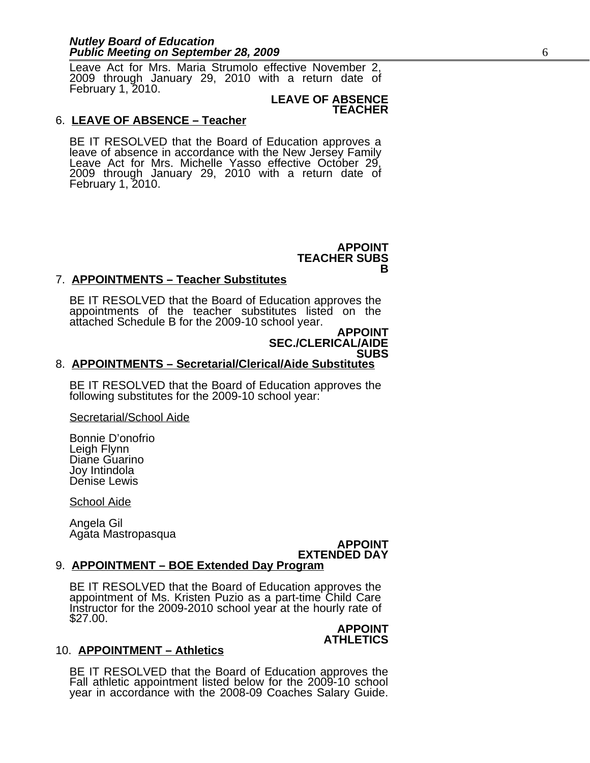Leave Act for Mrs. Maria Strumolo effective November 2, 2009 through January 29, 2010 with a return date of February 1, 2010.

**LEAVE OF ABSENCE TEACHER**

6. **LEAVE OF ABSENCE – Teacher**

BE IT RESOLVED that the Board of Education approves a leave of absence in accordance with the New Jersey Family Leave Act for Mrs. Michelle Yasso effective October 29, 2009 through January 29, 2010 with a return date of February 1, 2010.

**APPOINT TEACHER SUBS B**

7. **APPOINTMENTS – Teacher Substitutes**

BE IT RESOLVED that the Board of Education approves the appointments of the teacher substitutes listed on the attached Schedule B for the 2009-10 school year.

**APPOINT SEC./CLERICAL/AIDE SUBS**

8. **APPOINTMENTS – Secretarial/Clerical/Aide Substitutes**

BE IT RESOLVED that the Board of Education approves the following substitutes for the 2009-10 school year:

Secretarial/School Aide

Bonnie D'onofrio
Leigh Flynn
Diane Guarino
Joy Intindola
Denise Lewis

School Aide

Angela Gil
Agata Mastropasqua

**APPOINT EXTENDED DAY**

9. **APPOINTMENT – BOE Extended Day Program**

BE IT RESOLVED that the Board of Education approves the appointment of Ms. Kristen Puzio as a part-time Child Care Instructor for the 2009-2010 school year at the hourly rate of $27.00.

**APPOINT ATHLETICS**

10. **APPOINTMENT – Athletics**

BE IT RESOLVED that the Board of Education approves the Fall athletic appointment listed below for the 2009-10 school year in accordance with the 2008-09 Coaches Salary Guide.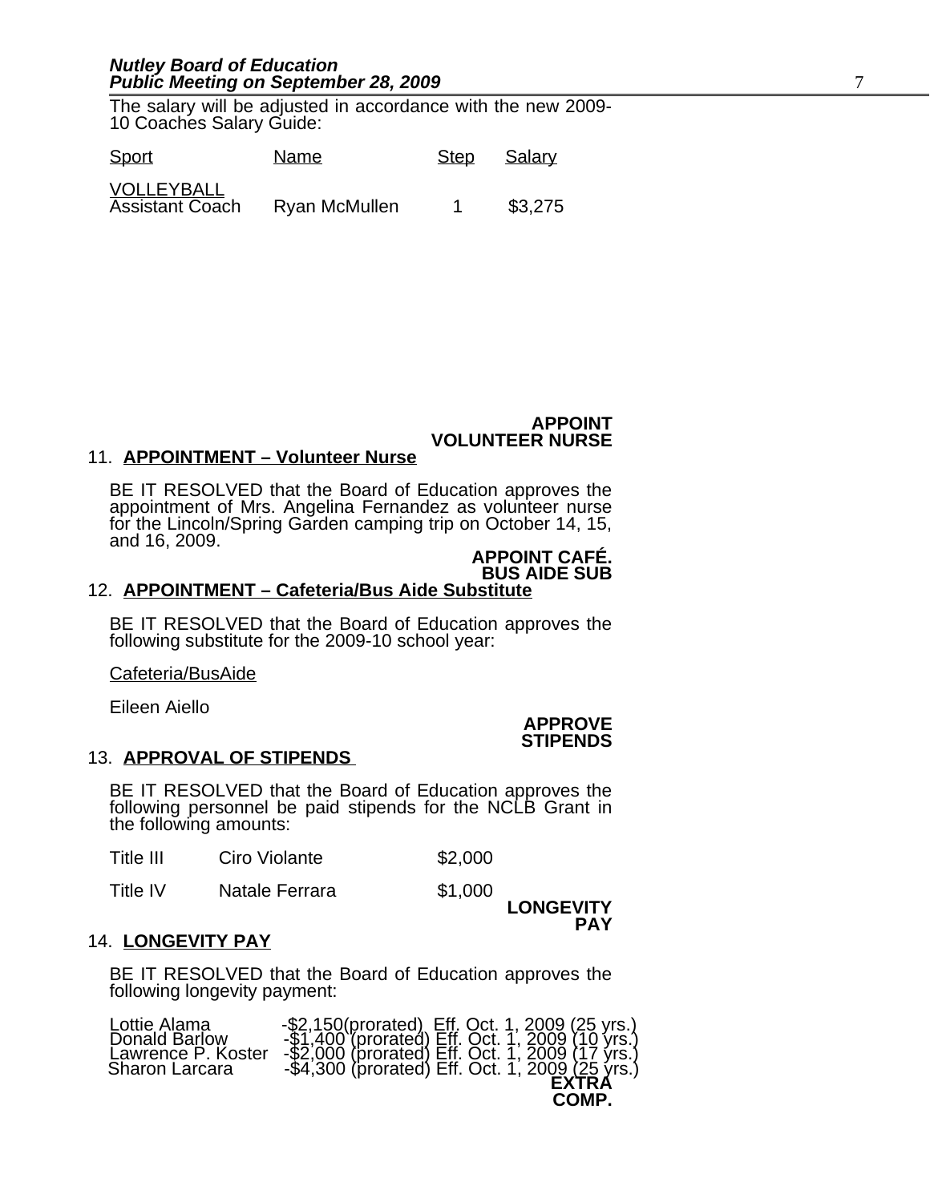The salary will be adjusted in accordance with the new 2009-10 Coaches Salary Guide:

| Sport | Name | Step | Salary |
|---|---|---|---|
| VOLLEYBALL Assistant Coach | Ryan McMullen | 1 | $3,275 |

**APPOINT VOLUNTEER NURSE**

11. **APPOINTMENT – Volunteer Nurse**

BE IT RESOLVED that the Board of Education approves the appointment of Mrs. Angelina Fernandez as volunteer nurse for the Lincoln/Spring Garden camping trip on October 14, 15, and 16, 2009.

**APPOINT CAFÉ. BUS AIDE SUB**

12. **APPOINTMENT – Cafeteria/Bus Aide Substitute**

BE IT RESOLVED that the Board of Education approves the following substitute for the 2009-10 school year:

Cafeteria/BusAide

Eileen Aiello

**APPROVE STIPENDS**

13. **APPROVAL OF STIPENDS**

BE IT RESOLVED that the Board of Education approves the following personnel be paid stipends for the NCLB Grant in the following amounts:

| | | |
|---|---|---|
| Title III | Ciro Violante | $2,000 |
| Title IV | Natale Ferrara | $1,000 |

**LONGEVITY PAY**

14. **LONGEVITY PAY**

BE IT RESOLVED that the Board of Education approves the following longevity payment:

| | |
|---|---|
| Lottie Alama | -$2,150(prorated) Eff. Oct. 1, 2009 (25 yrs.) |
| Donald Barlow | -$1,400 (prorated) Eff. Oct. 1, 2009 (10 yrs.) |
| Lawrence P. Koster | -$2,000 (prorated) Eff. Oct. 1, 2009 (17 yrs.) |
| Sharon Larcara | -$4,300 (prorated) Eff. Oct. 1, 2009 (25 yrs.) |

**EXTRA COMP.**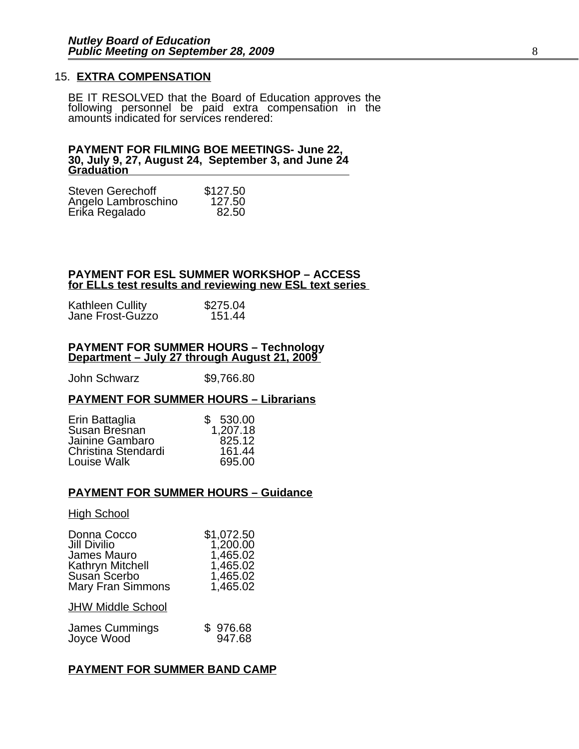## 15. EXTRA COMPENSATION

BE IT RESOLVED that the Board of Education approves the following personnel be paid extra compensation in the amounts indicated for services rendered:

**PAYMENT FOR FILMING BOE MEETINGS- June 22, 30, July 9, 27, August 24, September 3, and June 24 Graduation**

| | |
|---|---|
| Steven Gerechoff | $127.50 |
| Angelo Lambroschino | 127.50 |
| Erika Regalado | 82.50 |

**PAYMENT FOR ESL SUMMER WORKSHOP – ACCESS for ELLs test results and reviewing new ESL text series**

| | |
|---|---|
| Kathleen Cullity | $275.04 |
| Jane Frost-Guzzo | 151.44 |

**PAYMENT FOR SUMMER HOURS – Technology Department – July 27 through August 21, 2009**

| | |
|---|---|
| John Schwarz | $9,766.80 |

**PAYMENT FOR SUMMER HOURS – Librarians**

| | |
|---|---|
| Erin Battaglia | $ 530.00 |
| Susan Bresnan | 1,207.18 |
| Jainine Gambaro | 825.12 |
| Christina Stendardi | 161.44 |
| Louise Walk | 695.00 |

**PAYMENT FOR SUMMER HOURS – Guidance**

High School

| | |
|---|---|
| Donna Cocco | $1,072.50 |
| Jill Divilio | 1,200.00 |
| James Mauro | 1,465.02 |
| Kathryn Mitchell | 1,465.02 |
| Susan Scerbo | 1,465.02 |
| Mary Fran Simmons | 1,465.02 |

JHW Middle School

| | |
|---|---|
| James Cummings | $ 976.68 |
| Joyce Wood | 947.68 |

**PAYMENT FOR SUMMER BAND CAMP**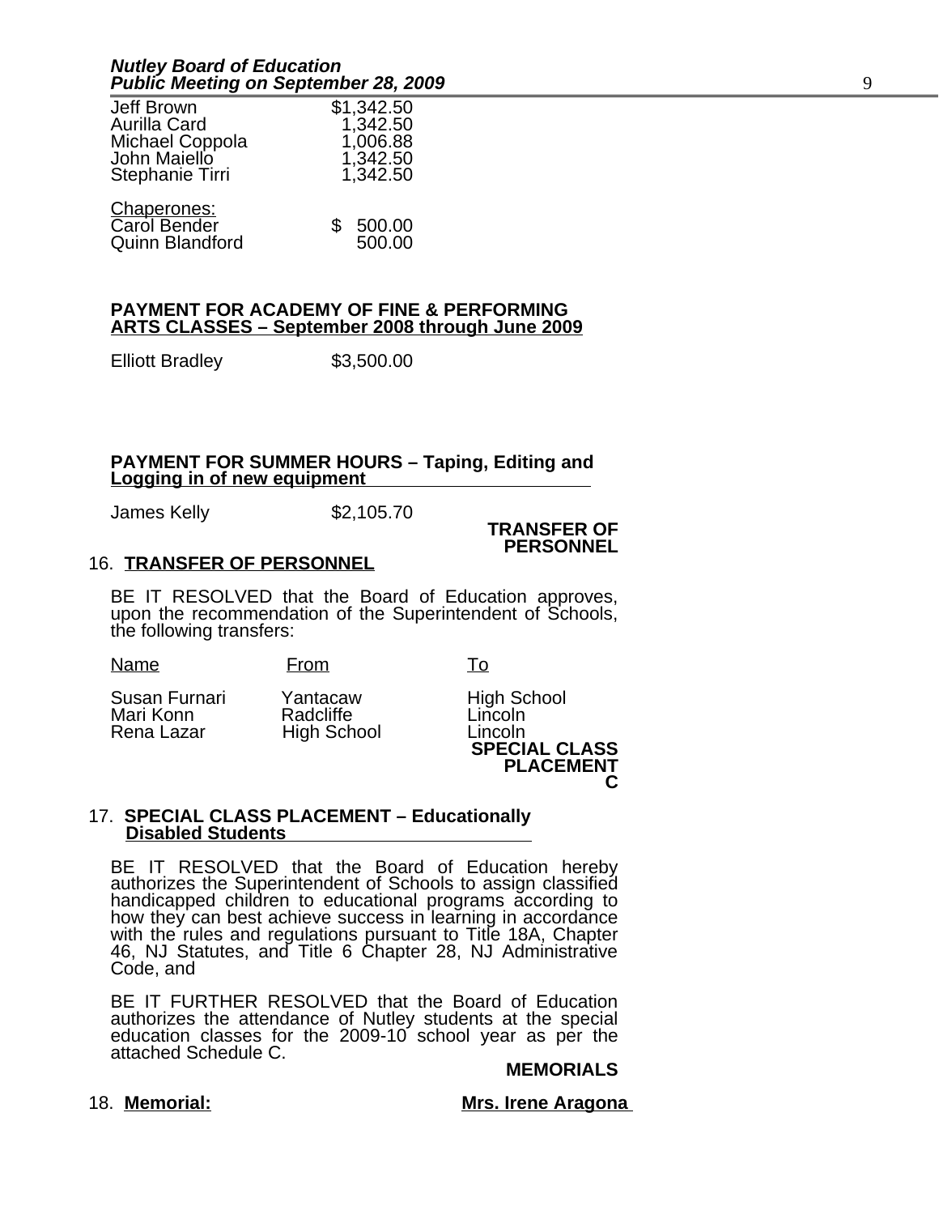| | |
|---|---|
| Jeff Brown | $1,342.50 |
| Aurilla Card | 1,342.50 |
| Michael Coppola | 1,006.88 |
| John Maiello | 1,342.50 |
| Stephanie Tirri | 1,342.50 |

Chaperones:

| | |
|---|---|
| Carol Bender | $ 500.00 |
| Quinn Blandford | 500.00 |

**PAYMENT FOR ACADEMY OF FINE & PERFORMING ARTS CLASSES – September 2008 through June 2009**

| | |
|---|---|
| Elliott Bradley | $3,500.00 |

**PAYMENT FOR SUMMER HOURS – Taping, Editing and Logging in of new equipment**

| | |
|---|---|
| James Kelly | $2,105.70 |

**TRANSFER OF PERSONNEL**

16. **TRANSFER OF PERSONNEL**

BE IT RESOLVED that the Board of Education approves, upon the recommendation of the Superintendent of Schools, the following transfers:

| Name | From | To |
|---|---|---|
| Susan Furnari | Yantacaw | High School |
| Mari Konn | Radcliffe | Lincoln |
| Rena Lazar | High School | Lincoln |

**SPECIAL CLASS PLACEMENT C**

17. **SPECIAL CLASS PLACEMENT – Educationally Disabled Students**

BE IT RESOLVED that the Board of Education hereby authorizes the Superintendent of Schools to assign classified handicapped children to educational programs according to how they can best achieve success in learning in accordance with the rules and regulations pursuant to Title 18A, Chapter 46, NJ Statutes, and Title 6 Chapter 28, NJ Administrative Code, and

BE IT FURTHER RESOLVED that the Board of Education authorizes the attendance of Nutley students at the special education classes for the 2009-10 school year as per the attached Schedule C.

**MEMORIALS**

18. **Memorial:** **Mrs. Irene Aragona**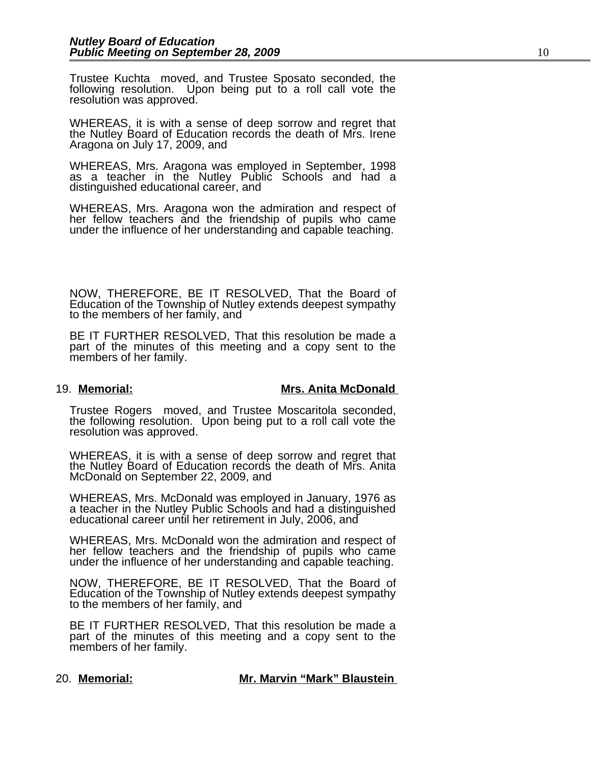Trustee Kuchta moved, and Trustee Sposato seconded, the following resolution. Upon being put to a roll call vote the resolution was approved.

WHEREAS, it is with a sense of deep sorrow and regret that the Nutley Board of Education records the death of Mrs. Irene Aragona on July 17, 2009, and

WHEREAS, Mrs. Aragona was employed in September, 1998 as a teacher in the Nutley Public Schools and had a distinguished educational career, and

WHEREAS, Mrs. Aragona won the admiration and respect of her fellow teachers and the friendship of pupils who came under the influence of her understanding and capable teaching.

NOW, THEREFORE, BE IT RESOLVED, That the Board of Education of the Township of Nutley extends deepest sympathy to the members of her family, and

BE IT FURTHER RESOLVED, That this resolution be made a part of the minutes of this meeting and a copy sent to the members of her family.

19. **Memorial:** **Mrs. Anita McDonald**

Trustee Rogers moved, and Trustee Moscaritola seconded, the following resolution. Upon being put to a roll call vote the resolution was approved.

WHEREAS, it is with a sense of deep sorrow and regret that the Nutley Board of Education records the death of Mrs. Anita McDonald on September 22, 2009, and

WHEREAS, Mrs. McDonald was employed in January, 1976 as a teacher in the Nutley Public Schools and had a distinguished educational career until her retirement in July, 2006, and

WHEREAS, Mrs. McDonald won the admiration and respect of her fellow teachers and the friendship of pupils who came under the influence of her understanding and capable teaching.

NOW, THEREFORE, BE IT RESOLVED, That the Board of Education of the Township of Nutley extends deepest sympathy to the members of her family, and

BE IT FURTHER RESOLVED, That this resolution be made a part of the minutes of this meeting and a copy sent to the members of her family.

20. **Memorial:** **Mr. Marvin "Mark" Blaustein**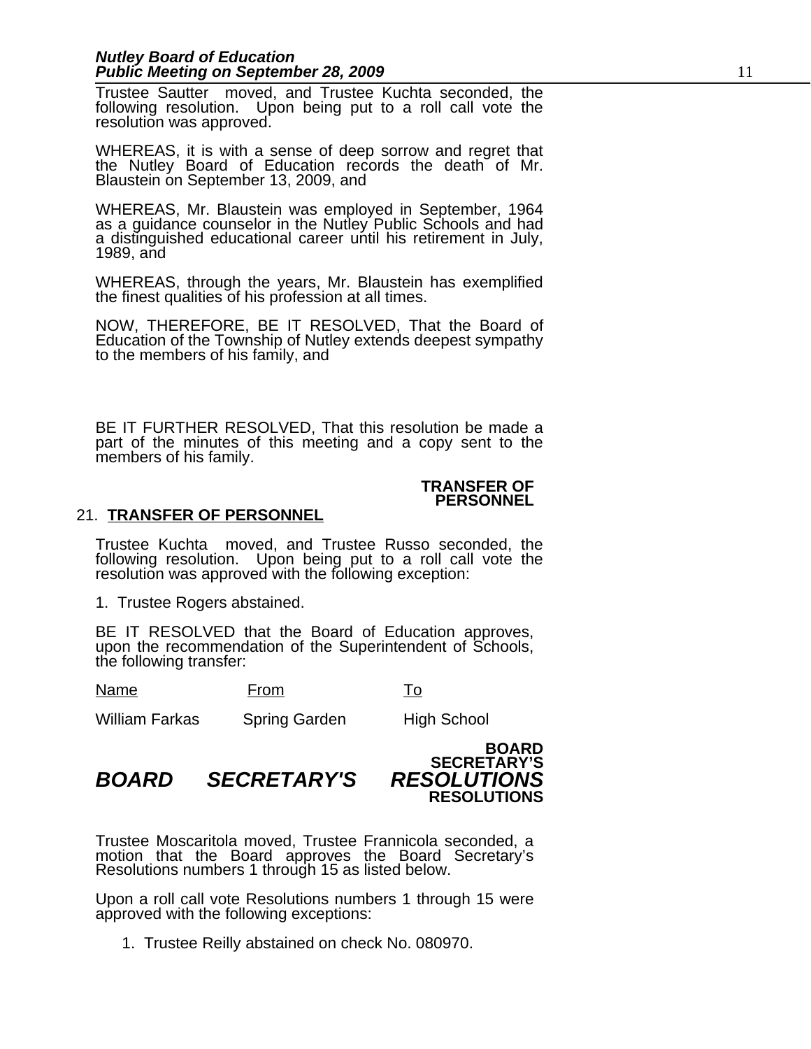Trustee Sautter moved, and Trustee Kuchta seconded, the following resolution. Upon being put to a roll call vote the resolution was approved.

WHEREAS, it is with a sense of deep sorrow and regret that the Nutley Board of Education records the death of Mr. Blaustein on September 13, 2009, and

WHEREAS, Mr. Blaustein was employed in September, 1964 as a guidance counselor in the Nutley Public Schools and had a distinguished educational career until his retirement in July, 1989, and

WHEREAS, through the years, Mr. Blaustein has exemplified the finest qualities of his profession at all times.

NOW, THEREFORE, BE IT RESOLVED, That the Board of Education of the Township of Nutley extends deepest sympathy to the members of his family, and

BE IT FURTHER RESOLVED, That this resolution be made a part of the minutes of this meeting and a copy sent to the members of his family.

**TRANSFER OF PERSONNEL**

21. **TRANSFER OF PERSONNEL**

Trustee Kuchta moved, and Trustee Russo seconded, the following resolution. Upon being put to a roll call vote the resolution was approved with the following exception:

1. Trustee Rogers abstained.

BE IT RESOLVED that the Board of Education approves, upon the recommendation of the Superintendent of Schools, the following transfer:

| Name | From | To |
|---|---|---|
| William Farkas | Spring Garden | High School |

**BOARD SECRETARY'S RESOLUTIONS**

## *BOARD SECRETARY'S RESOLUTIONS*

Trustee Moscaritola moved, Trustee Frannicola seconded, a motion that the Board approves the Board Secretary's Resolutions numbers 1 through 15 as listed below.

Upon a roll call vote Resolutions numbers 1 through 15 were approved with the following exceptions:

1. Trustee Reilly abstained on check No. 080970.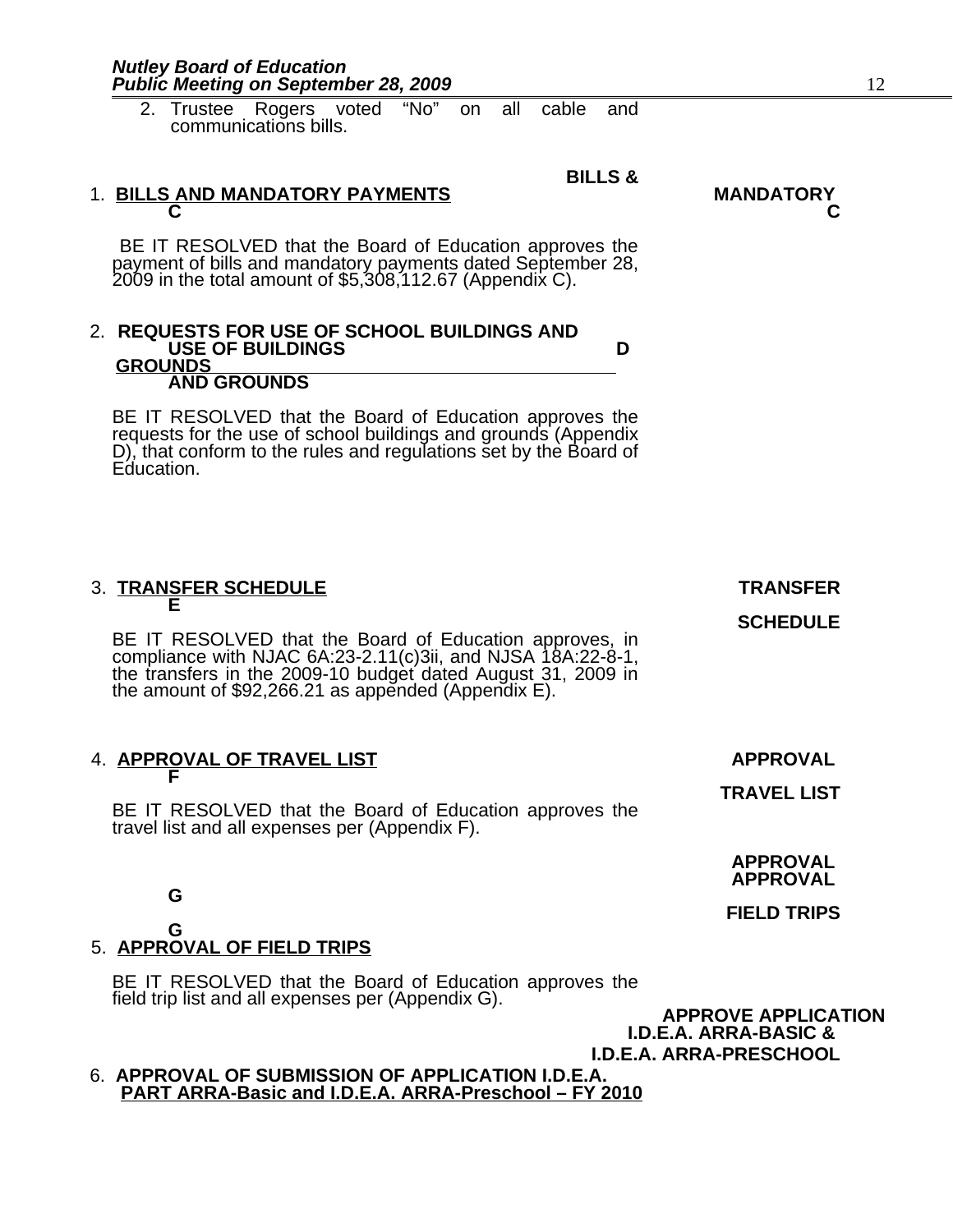2. Trustee Rogers voted "No" on all cable and communications bills.

**BILLS & MANDATORY C**

1. **BILLS AND MANDATORY PAYMENTS C**

BE IT RESOLVED that the Board of Education approves the payment of bills and mandatory payments dated September 28, 2009 in the total amount of $5,308,112.67 (Appendix C).

**USE OF BUILDINGS AND GROUNDS D**

2. **REQUESTS FOR USE OF SCHOOL BUILDINGS AND GROUNDS**

BE IT RESOLVED that the Board of Education approves the requests for the use of school buildings and grounds (Appendix D), that conform to the rules and regulations set by the Board of Education.

**TRANSFER SCHEDULE E**

3. **TRANSFER SCHEDULE**

BE IT RESOLVED that the Board of Education approves, in compliance with NJAC 6A:23-2.11(c)3ii, and NJSA 18A:22-8-1, the transfers in the 2009-10 budget dated August 31, 2009 in the amount of $92,266.21 as appended (Appendix E).

**APPROVAL TRAVEL LIST F**

4. **APPROVAL OF TRAVEL LIST**

BE IT RESOLVED that the Board of Education approves the travel list and all expenses per (Appendix F).

**APPROVAL FIELD TRIPS G**

5. **APPROVAL OF FIELD TRIPS**

BE IT RESOLVED that the Board of Education approves the field trip list and all expenses per (Appendix G).

**APPROVE APPLICATION I.D.E.A. ARRA-BASIC & I.D.E.A. ARRA-PRESCHOOL**

6. **APPROVAL OF SUBMISSION OF APPLICATION I.D.E.A. PART ARRA-Basic and I.D.E.A. ARRA-Preschool – FY 2010**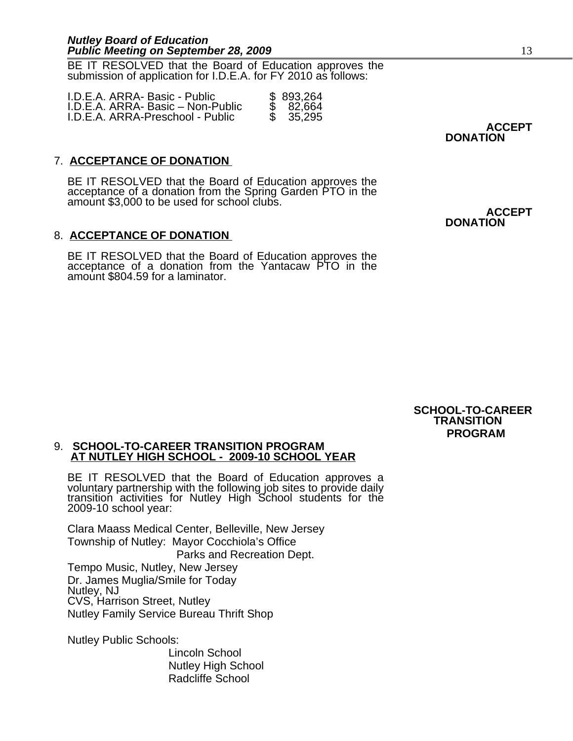BE IT RESOLVED that the Board of Education approves the submission of application for I.D.E.A. for FY 2010 as follows:

| | |
|---|---|
| I.D.E.A. ARRA- Basic - Public | $ 893,264 |
| I.D.E.A. ARRA- Basic – Non-Public | $ 82,664 |
| I.D.E.A. ARRA-Preschool - Public | $ 35,295 |

**ACCEPT DONATION**

7. **ACCEPTANCE OF DONATION**

BE IT RESOLVED that the Board of Education approves the acceptance of a donation from the Spring Garden PTO in the amount $3,000 to be used for school clubs.

**ACCEPT DONATION**

8. **ACCEPTANCE OF DONATION**

BE IT RESOLVED that the Board of Education approves the acceptance of a donation from the Yantacaw PTO in the amount $804.59 for a laminator.

**SCHOOL-TO-CAREER TRANSITION PROGRAM**

9. **SCHOOL-TO-CAREER TRANSITION PROGRAM AT NUTLEY HIGH SCHOOL - 2009-10 SCHOOL YEAR**

BE IT RESOLVED that the Board of Education approves a voluntary partnership with the following job sites to provide daily transition activities for Nutley High School students for the 2009-10 school year:

Clara Maass Medical Center, Belleville, New Jersey
Township of Nutley: Mayor Cocchiola's Office
Parks and Recreation Dept.
Tempo Music, Nutley, New Jersey
Dr. James Muglia/Smile for Today
Nutley, NJ
CVS, Harrison Street, Nutley
Nutley Family Service Bureau Thrift Shop

Nutley Public Schools:
Lincoln School
Nutley High School
Radcliffe School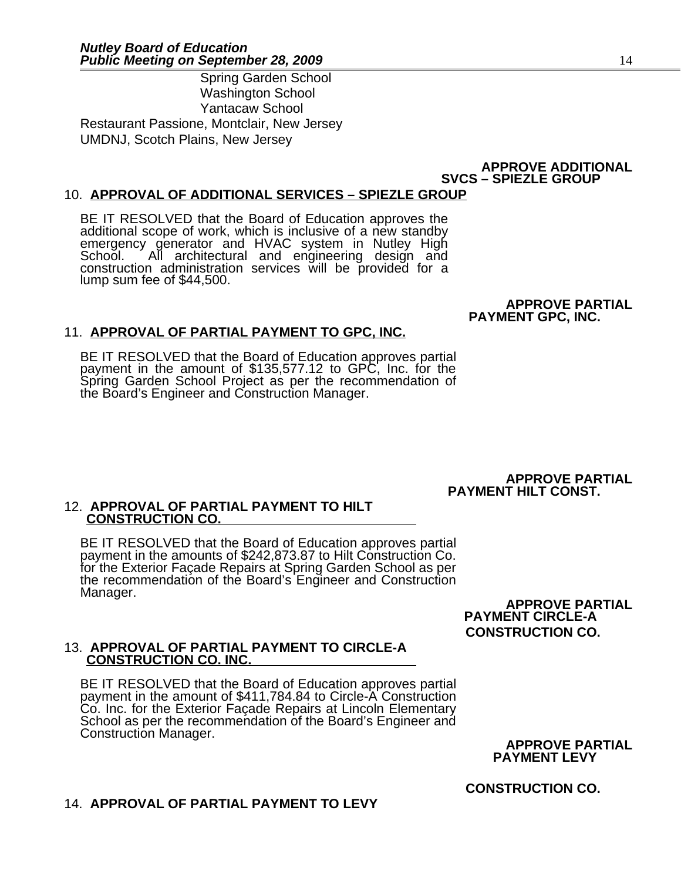Spring Garden School
Washington School
Yantacaw School

Restaurant Passione, Montclair, New Jersey
UMDNJ, Scotch Plains, New Jersey

**APPROVE ADDITIONAL SVCS – SPIEZLE GROUP**

10. **APPROVAL OF ADDITIONAL SERVICES – SPIEZLE GROUP**

BE IT RESOLVED that the Board of Education approves the additional scope of work, which is inclusive of a new standby emergency generator and HVAC system in Nutley High School. All architectural and engineering design and construction administration services will be provided for a lump sum fee of $44,500.

**APPROVE PARTIAL PAYMENT GPC, INC.**

11. **APPROVAL OF PARTIAL PAYMENT TO GPC, INC.**

BE IT RESOLVED that the Board of Education approves partial payment in the amount of $135,577.12 to GPC, Inc. for the Spring Garden School Project as per the recommendation of the Board's Engineer and Construction Manager.

**APPROVE PARTIAL PAYMENT HILT CONST.**

12. **APPROVAL OF PARTIAL PAYMENT TO HILT CONSTRUCTION CO.**

BE IT RESOLVED that the Board of Education approves partial payment in the amounts of $242,873.87 to Hilt Construction Co. for the Exterior Façade Repairs at Spring Garden School as per the recommendation of the Board's Engineer and Construction Manager.

**APPROVE PARTIAL PAYMENT CIRCLE-A CONSTRUCTION CO.**

13. **APPROVAL OF PARTIAL PAYMENT TO CIRCLE-A CONSTRUCTION CO. INC.**

BE IT RESOLVED that the Board of Education approves partial payment in the amount of $411,784.84 to Circle-A Construction Co. Inc. for the Exterior Façade Repairs at Lincoln Elementary School as per the recommendation of the Board's Engineer and Construction Manager.

**APPROVE PARTIAL PAYMENT LEVY CONSTRUCTION CO.**

14. **APPROVAL OF PARTIAL PAYMENT TO LEVY**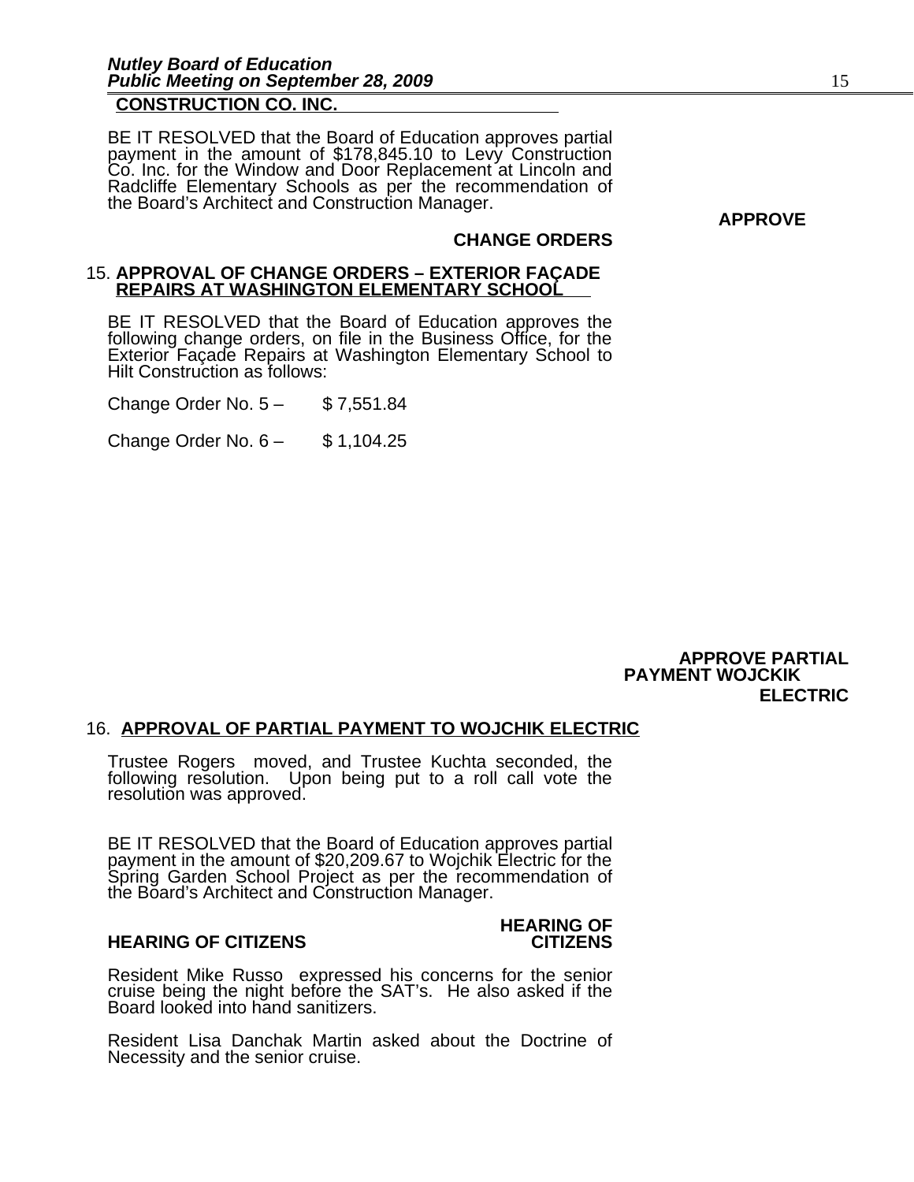**CONSTRUCTION CO. INC.**

BE IT RESOLVED that the Board of Education approves partial payment in the amount of $178,845.10 to Levy Construction Co. Inc. for the Window and Door Replacement at Lincoln and Radcliffe Elementary Schools as per the recommendation of the Board's Architect and Construction Manager.

**APPROVE CHANGE ORDERS**

15. **APPROVAL OF CHANGE ORDERS – EXTERIOR FAÇADE REPAIRS AT WASHINGTON ELEMENTARY SCHOOL**

BE IT RESOLVED that the Board of Education approves the following change orders, on file in the Business Office, for the Exterior Façade Repairs at Washington Elementary School to Hilt Construction as follows:

Change Order No. 5 – $ 7,551.84

Change Order No. 6 – $ 1,104.25

**APPROVE PARTIAL PAYMENT WOJCKIK ELECTRIC**

16. **APPROVAL OF PARTIAL PAYMENT TO WOJCHIK ELECTRIC**

Trustee Rogers moved, and Trustee Kuchta seconded, the following resolution. Upon being put to a roll call vote the resolution was approved.

BE IT RESOLVED that the Board of Education approves partial payment in the amount of $20,209.67 to Wojchik Electric for the Spring Garden School Project as per the recommendation of the Board's Architect and Construction Manager.

**HEARING OF CITIZENS**

Resident Mike Russo expressed his concerns for the senior cruise being the night before the SAT's. He also asked if the Board looked into hand sanitizers.

Resident Lisa Danchak Martin asked about the Doctrine of Necessity and the senior cruise.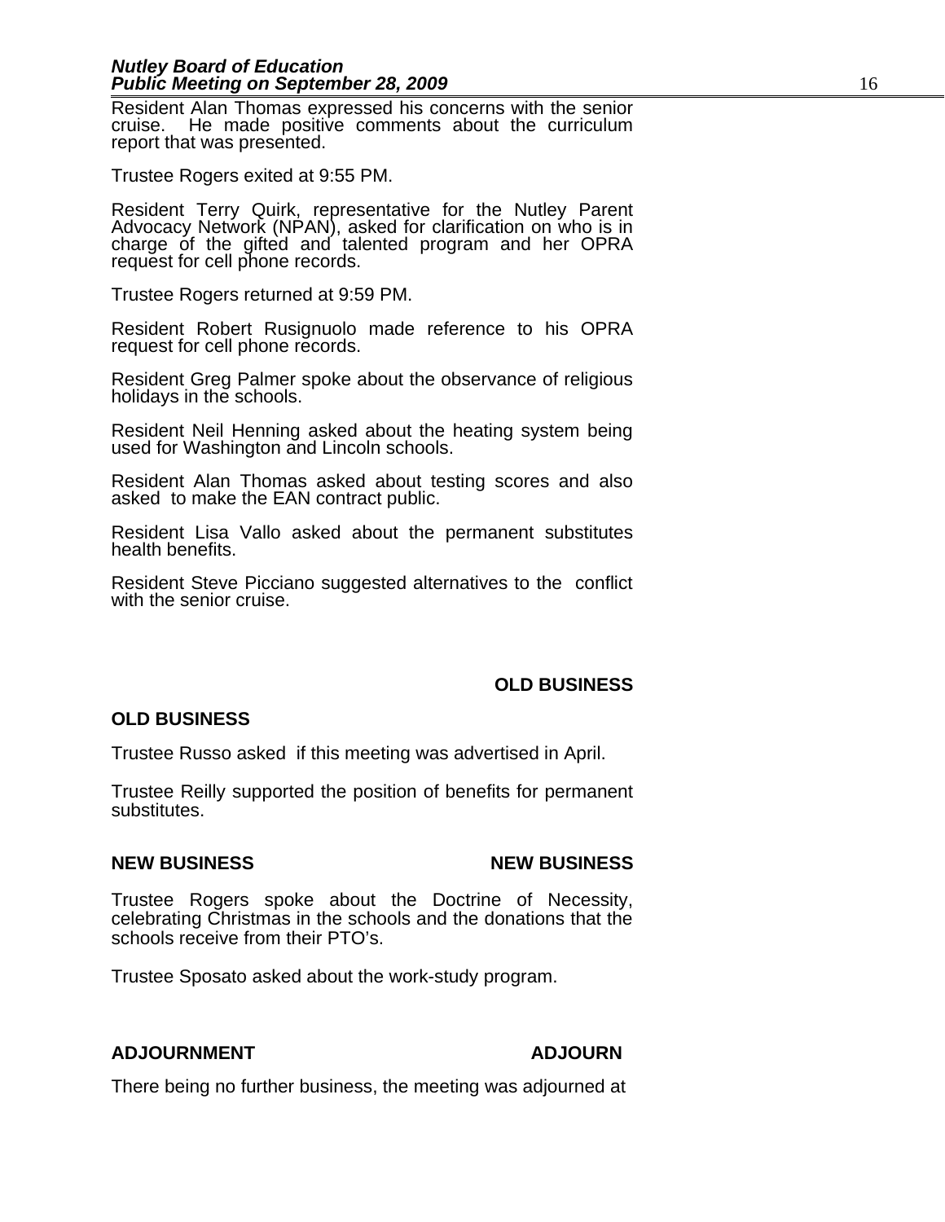Resident Alan Thomas expressed his concerns with the senior cruise. He made positive comments about the curriculum report that was presented.

Trustee Rogers exited at 9:55 PM.

Resident Terry Quirk, representative for the Nutley Parent Advocacy Network (NPAN), asked for clarification on who is in charge of the gifted and talented program and her OPRA request for cell phone records.

Trustee Rogers returned at 9:59 PM.

Resident Robert Rusignuolo made reference to his OPRA request for cell phone records.

Resident Greg Palmer spoke about the observance of religious holidays in the schools.

Resident Neil Henning asked about the heating system being used for Washington and Lincoln schools.

Resident Alan Thomas asked about testing scores and also asked to make the EAN contract public.

Resident Lisa Vallo asked about the permanent substitutes health benefits.

Resident Steve Picciano suggested alternatives to the conflict with the senior cruise.

**OLD BUSINESS**

## OLD BUSINESS

Trustee Russo asked if this meeting was advertised in April.

Trustee Reilly supported the position of benefits for permanent substitutes.

## NEW BUSINESS

**NEW BUSINESS**

Trustee Rogers spoke about the Doctrine of Necessity, celebrating Christmas in the schools and the donations that the schools receive from their PTO's.

Trustee Sposato asked about the work-study program.

## ADJOURNMENT

**ADJOURN**

There being no further business, the meeting was adjourned at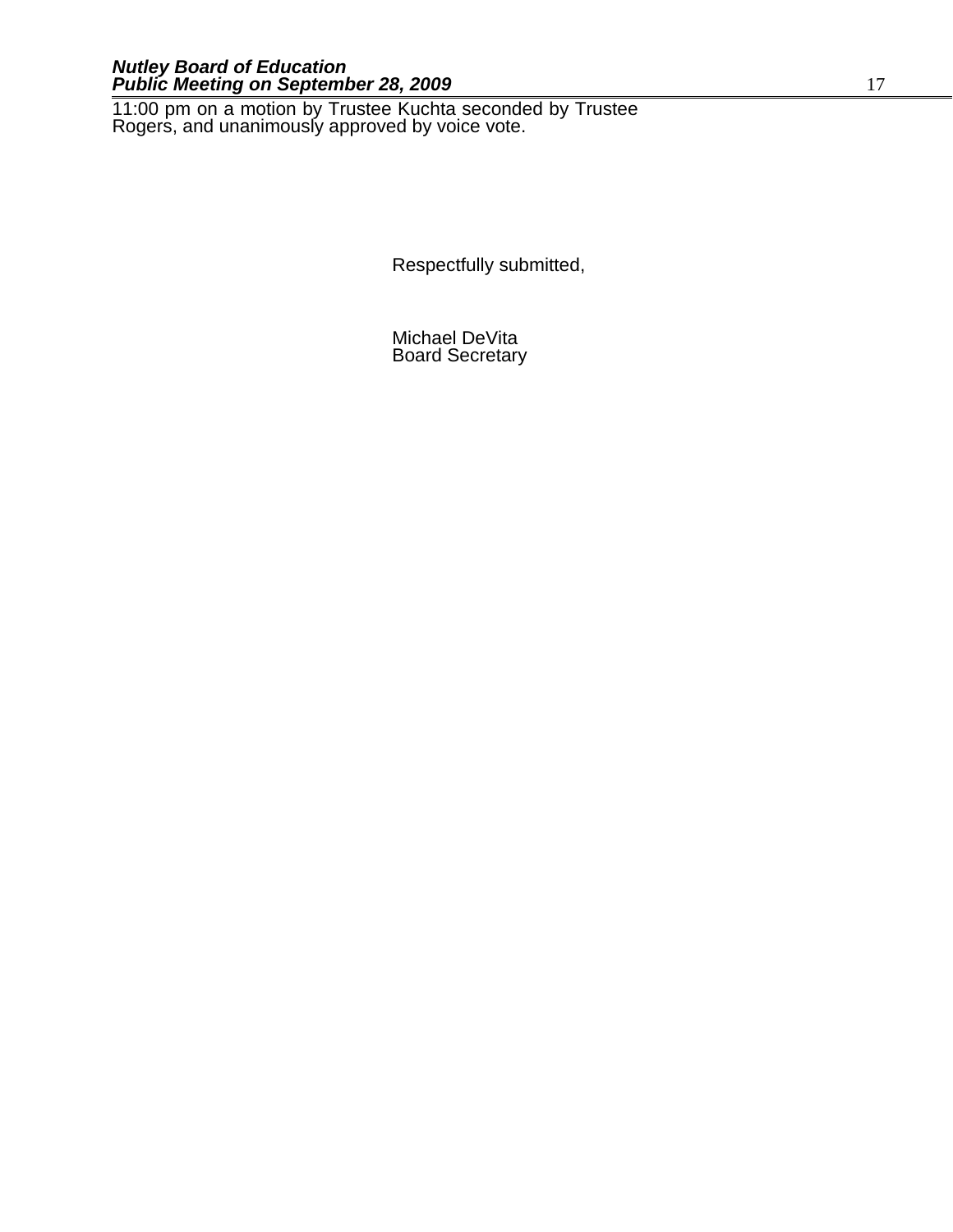11:00 pm on a motion by Trustee Kuchta seconded by Trustee Rogers, and unanimously approved by voice vote.

Respectfully submitted,

Michael DeVita
Board Secretary